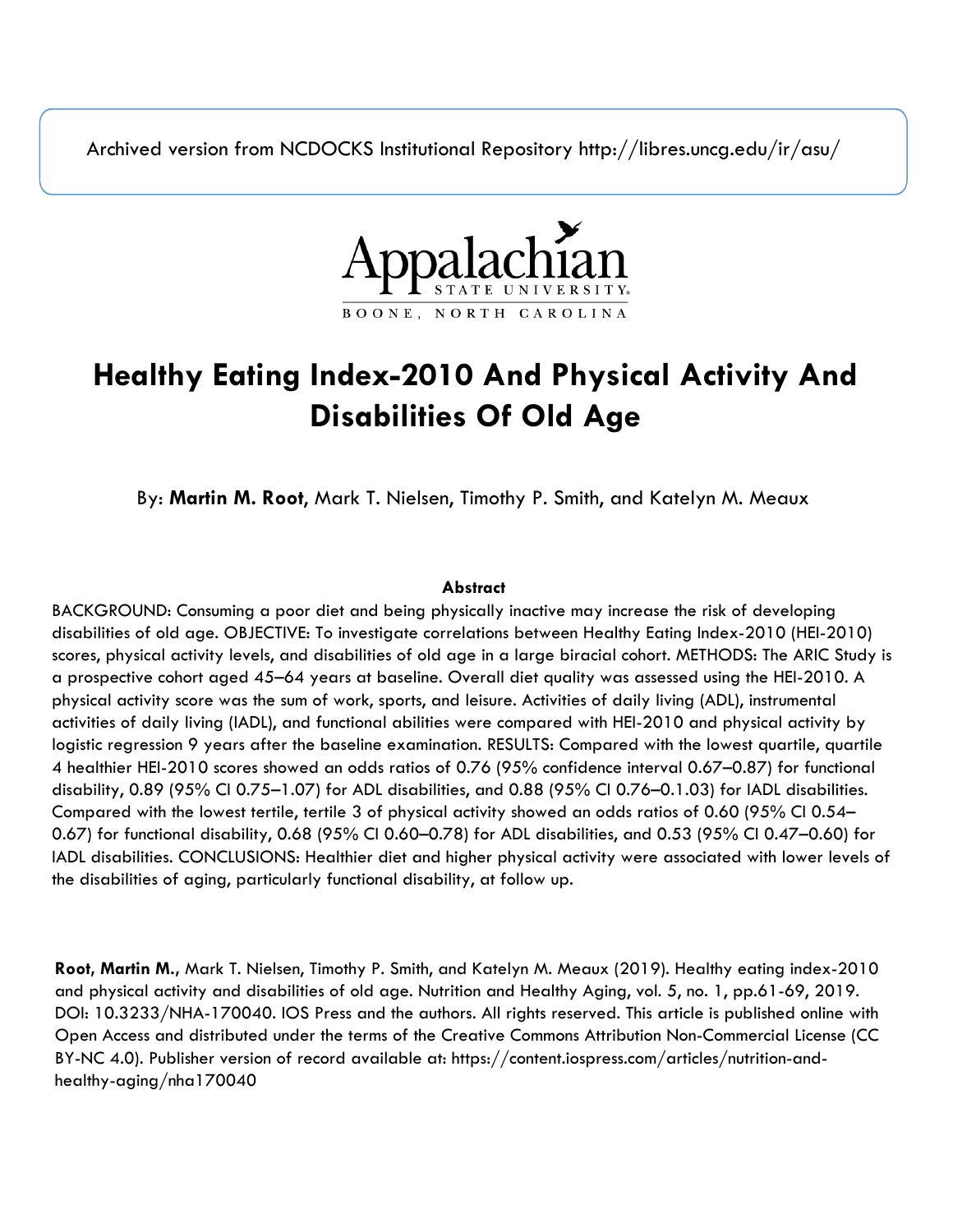Archived version from NCDOCKS Institutional Repository http://libres.uncg.edu/ir/asu/

Appalachian State University
BOONE, NORTH CAROLINA

# Healthy Eating Index-2010 And Physical Activity And Disabilities Of Old Age

By: **Martin M. Root**, Mark T. Nielsen, Timothy P. Smith, and Katelyn M. Meaux

**Abstract**

BACKGROUND: Consuming a poor diet and being physically inactive may increase the risk of developing disabilities of old age. OBJECTIVE: To investigate correlations between Healthy Eating Index-2010 (HEI-2010) scores, physical activity levels, and disabilities of old age in a large biracial cohort. METHODS: The ARIC Study is a prospective cohort aged 45–64 years at baseline. Overall diet quality was assessed using the HEI-2010. A physical activity score was the sum of work, sports, and leisure. Activities of daily living (ADL), instrumental activities of daily living (IADL), and functional abilities were compared with HEI-2010 and physical activity by logistic regression 9 years after the baseline examination. RESULTS: Compared with the lowest quartile, quartile 4 healthier HEI-2010 scores showed an odds ratios of 0.76 (95% confidence interval 0.67–0.87) for functional disability, 0.89 (95% CI 0.75–1.07) for ADL disabilities, and 0.88 (95% CI 0.76–0.1.03) for IADL disabilities. Compared with the lowest tertile, tertile 3 of physical activity showed an odds ratios of 0.60 (95% CI 0.54–0.67) for functional disability, 0.68 (95% CI 0.60–0.78) for ADL disabilities, and 0.53 (95% CI 0.47–0.60) for IADL disabilities. CONCLUSIONS: Healthier diet and higher physical activity were associated with lower levels of the disabilities of aging, particularly functional disability, at follow up.

**Root, Martin M.**, Mark T. Nielsen, Timothy P. Smith, and Katelyn M. Meaux (2019). Healthy eating index-2010 and physical activity and disabilities of old age. Nutrition and Healthy Aging, vol. 5, no. 1, pp.61-69, 2019. DOI: 10.3233/NHA-170040. IOS Press and the authors. All rights reserved. This article is published online with Open Access and distributed under the terms of the Creative Commons Attribution Non-Commercial License (CC BY-NC 4.0). Publisher version of record available at: https://content.iospress.com/articles/nutrition-and-healthy-aging/nha170040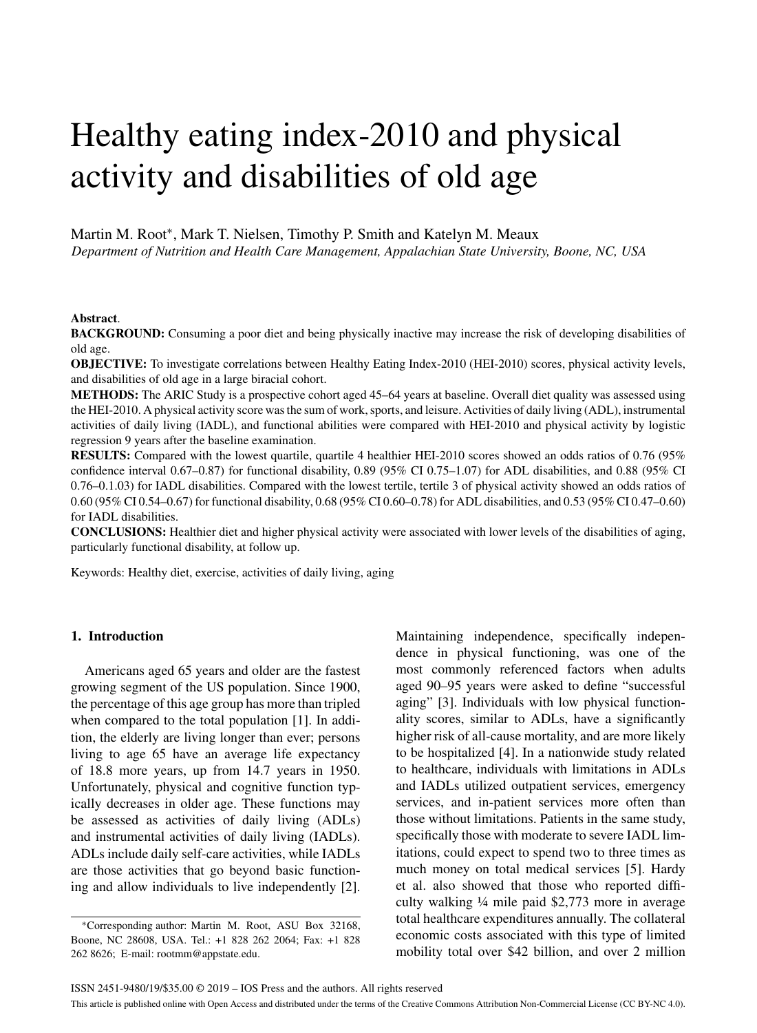# Healthy eating index-2010 and physical activity and disabilities of old age

Martin M. Root*, Mark T. Nielsen, Timothy P. Smith and Katelyn M. Meaux

*Department of Nutrition and Health Care Management, Appalachian State University, Boone, NC, USA*

**Abstract**.

**BACKGROUND:** Consuming a poor diet and being physically inactive may increase the risk of developing disabilities of old age.

**OBJECTIVE:** To investigate correlations between Healthy Eating Index-2010 (HEI-2010) scores, physical activity levels, and disabilities of old age in a large biracial cohort.

**METHODS:** The ARIC Study is a prospective cohort aged 45–64 years at baseline. Overall diet quality was assessed using the HEI-2010. A physical activity score was the sum of work, sports, and leisure. Activities of daily living (ADL), instrumental activities of daily living (IADL), and functional abilities were compared with HEI-2010 and physical activity by logistic regression 9 years after the baseline examination.

**RESULTS:** Compared with the lowest quartile, quartile 4 healthier HEI-2010 scores showed an odds ratios of 0.76 (95% confidence interval 0.67–0.87) for functional disability, 0.89 (95% CI 0.75–1.07) for ADL disabilities, and 0.88 (95% CI 0.76–0.1.03) for IADL disabilities. Compared with the lowest tertile, tertile 3 of physical activity showed an odds ratios of 0.60 (95% CI 0.54–0.67) for functional disability, 0.68 (95% CI 0.60–0.78) for ADL disabilities, and 0.53 (95% CI 0.47–0.60) for IADL disabilities.

**CONCLUSIONS:** Healthier diet and higher physical activity were associated with lower levels of the disabilities of aging, particularly functional disability, at follow up.

Keywords: Healthy diet, exercise, activities of daily living, aging

## 1. Introduction

Americans aged 65 years and older are the fastest growing segment of the US population. Since 1900, the percentage of this age group has more than tripled when compared to the total population [1]. In addition, the elderly are living longer than ever; persons living to age 65 have an average life expectancy of 18.8 more years, up from 14.7 years in 1950. Unfortunately, physical and cognitive function typically decreases in older age. These functions may be assessed as activities of daily living (ADLs) and instrumental activities of daily living (IADLs). ADLs include daily self-care activities, while IADLs are those activities that go beyond basic functioning and allow individuals to live independently [2]. Maintaining independence, specifically independence in physical functioning, was one of the most commonly referenced factors when adults aged 90–95 years were asked to define "successful aging" [3]. Individuals with low physical functionality scores, similar to ADLs, have a significantly higher risk of all-cause mortality, and are more likely to be hospitalized [4]. In a nationwide study related to healthcare, individuals with limitations in ADLs and IADLs utilized outpatient services, emergency services, and in-patient services more often than those without limitations. Patients in the same study, specifically those with moderate to severe IADL limitations, could expect to spend two to three times as much money on total medical services [5]. Hardy et al. also showed that those who reported difficulty walking ¼ mile paid $2,773 more in average total healthcare expenditures annually. The collateral economic costs associated with this type of limited mobility total over $42 billion, and over 2 million

*Corresponding author: Martin M. Root, ASU Box 32168, Boone, NC 28608, USA. Tel.: +1 828 262 2064; Fax: +1 828 262 8626; E-mail: rootmm@appstate.edu.

ISSN 2451-9480/19/$35.00 © 2019 – IOS Press and the authors. All rights reserved

This article is published online with Open Access and distributed under the terms of the Creative Commons Attribution Non-Commercial License (CC BY-NC 4.0).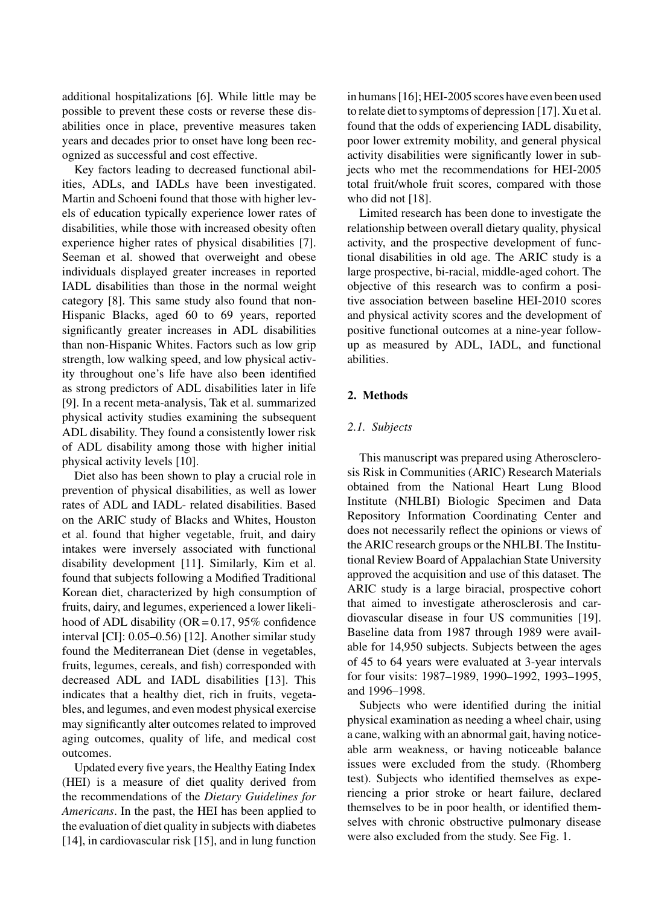additional hospitalizations [6]. While little may be possible to prevent these costs or reverse these disabilities once in place, preventive measures taken years and decades prior to onset have long been recognized as successful and cost effective.

Key factors leading to decreased functional abilities, ADLs, and IADLs have been investigated. Martin and Schoeni found that those with higher levels of education typically experience lower rates of disabilities, while those with increased obesity often experience higher rates of physical disabilities [7]. Seeman et al. showed that overweight and obese individuals displayed greater increases in reported IADL disabilities than those in the normal weight category [8]. This same study also found that non-Hispanic Blacks, aged 60 to 69 years, reported significantly greater increases in ADL disabilities than non-Hispanic Whites. Factors such as low grip strength, low walking speed, and low physical activity throughout one's life have also been identified as strong predictors of ADL disabilities later in life [9]. In a recent meta-analysis, Tak et al. summarized physical activity studies examining the subsequent ADL disability. They found a consistently lower risk of ADL disability among those with higher initial physical activity levels [10].

Diet also has been shown to play a crucial role in prevention of physical disabilities, as well as lower rates of ADL and IADL- related disabilities. Based on the ARIC study of Blacks and Whites, Houston et al. found that higher vegetable, fruit, and dairy intakes were inversely associated with functional disability development [11]. Similarly, Kim et al. found that subjects following a Modified Traditional Korean diet, characterized by high consumption of fruits, dairy, and legumes, experienced a lower likelihood of ADL disability (OR = 0.17, 95% confidence interval [CI]: 0.05–0.56) [12]. Another similar study found the Mediterranean Diet (dense in vegetables, fruits, legumes, cereals, and fish) corresponded with decreased ADL and IADL disabilities [13]. This indicates that a healthy diet, rich in fruits, vegetables, and legumes, and even modest physical exercise may significantly alter outcomes related to improved aging outcomes, quality of life, and medical cost outcomes.

Updated every five years, the Healthy Eating Index (HEI) is a measure of diet quality derived from the recommendations of the *Dietary Guidelines for Americans*. In the past, the HEI has been applied to the evaluation of diet quality in subjects with diabetes [14], in cardiovascular risk [15], and in lung function in humans [16]; HEI-2005 scores have even been used to relate diet to symptoms of depression [17]. Xu et al. found that the odds of experiencing IADL disability, poor lower extremity mobility, and general physical activity disabilities were significantly lower in subjects who met the recommendations for HEI-2005 total fruit/whole fruit scores, compared with those who did not [18].

Limited research has been done to investigate the relationship between overall dietary quality, physical activity, and the prospective development of functional disabilities in old age. The ARIC study is a large prospective, bi-racial, middle-aged cohort. The objective of this research was to confirm a positive association between baseline HEI-2010 scores and physical activity scores and the development of positive functional outcomes at a nine-year follow-up as measured by ADL, IADL, and functional abilities.

## 2. Methods

### *2.1. Subjects*

This manuscript was prepared using Atherosclerosis Risk in Communities (ARIC) Research Materials obtained from the National Heart Lung Blood Institute (NHLBI) Biologic Specimen and Data Repository Information Coordinating Center and does not necessarily reflect the opinions or views of the ARIC research groups or the NHLBI. The Institutional Review Board of Appalachian State University approved the acquisition and use of this dataset. The ARIC study is a large biracial, prospective cohort that aimed to investigate atherosclerosis and cardiovascular disease in four US communities [19]. Baseline data from 1987 through 1989 were available for 14,950 subjects. Subjects between the ages of 45 to 64 years were evaluated at 3-year intervals for four visits: 1987–1989, 1990–1992, 1993–1995, and 1996–1998.

Subjects who were identified during the initial physical examination as needing a wheel chair, using a cane, walking with an abnormal gait, having noticeable arm weakness, or having noticeable balance issues were excluded from the study. (Rhomberg test). Subjects who identified themselves as experiencing a prior stroke or heart failure, declared themselves to be in poor health, or identified themselves with chronic obstructive pulmonary disease were also excluded from the study. See Fig. 1.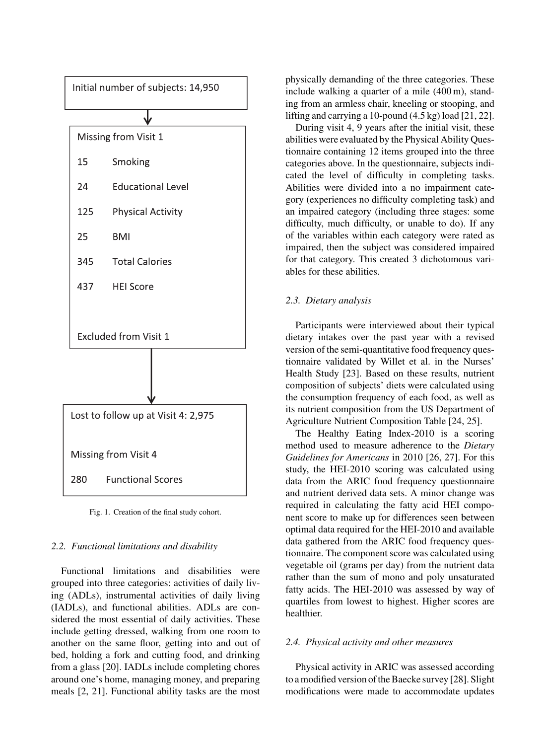Initial number of subjects: 14,950

Missing from Visit 1

| | |
|---|---|
| 15 | Smoking |
| 24 | Educational Level |
| 125 | Physical Activity |
| 25 | BMI |
| 345 | Total Calories |
| 437 | HEI Score |

Excluded from Visit 1

Lost to follow up at Visit 4: 2,975

Missing from Visit 4

| | |
|---|---|
| 280 | Functional Scores |

Fig. 1. Creation of the final study cohort.

### 2.2. Functional limitations and disability

Functional limitations and disabilities were grouped into three categories: activities of daily living (ADLs), instrumental activities of daily living (IADLs), and functional abilities. ADLs are considered the most essential of daily activities. These include getting dressed, walking from one room to another on the same floor, getting into and out of bed, holding a fork and cutting food, and drinking from a glass [20]. IADLs include completing chores around one's home, managing money, and preparing meals [2, 21]. Functional ability tasks are the most physically demanding of the three categories. These include walking a quarter of a mile (400 m), standing from an armless chair, kneeling or stooping, and lifting and carrying a 10-pound (4.5 kg) load [21, 22].

During visit 4, 9 years after the initial visit, these abilities were evaluated by the Physical Ability Questionnaire containing 12 items grouped into the three categories above. In the questionnaire, subjects indicated the level of difficulty in completing tasks. Abilities were divided into a no impairment category (experiences no difficulty completing task) and an impaired category (including three stages: some difficulty, much difficulty, or unable to do). If any of the variables within each category were rated as impaired, then the subject was considered impaired for that category. This created 3 dichotomous variables for these abilities.

### 2.3. Dietary analysis

Participants were interviewed about their typical dietary intakes over the past year with a revised version of the semi-quantitative food frequency questionnaire validated by Willet et al. in the Nurses' Health Study [23]. Based on these results, nutrient composition of subjects' diets were calculated using the consumption frequency of each food, as well as its nutrient composition from the US Department of Agriculture Nutrient Composition Table [24, 25].

The Healthy Eating Index-2010 is a scoring method used to measure adherence to the *Dietary Guidelines for Americans* in 2010 [26, 27]. For this study, the HEI-2010 scoring was calculated using data from the ARIC food frequency questionnaire and nutrient derived data sets. A minor change was required in calculating the fatty acid HEI component score to make up for differences seen between optimal data required for the HEI-2010 and available data gathered from the ARIC food frequency questionnaire. The component score was calculated using vegetable oil (grams per day) from the nutrient data rather than the sum of mono and poly unsaturated fatty acids. The HEI-2010 was assessed by way of quartiles from lowest to highest. Higher scores are healthier.

### 2.4. Physical activity and other measures

Physical activity in ARIC was assessed according to a modified version of the Baecke survey [28]. Slight modifications were made to accommodate updates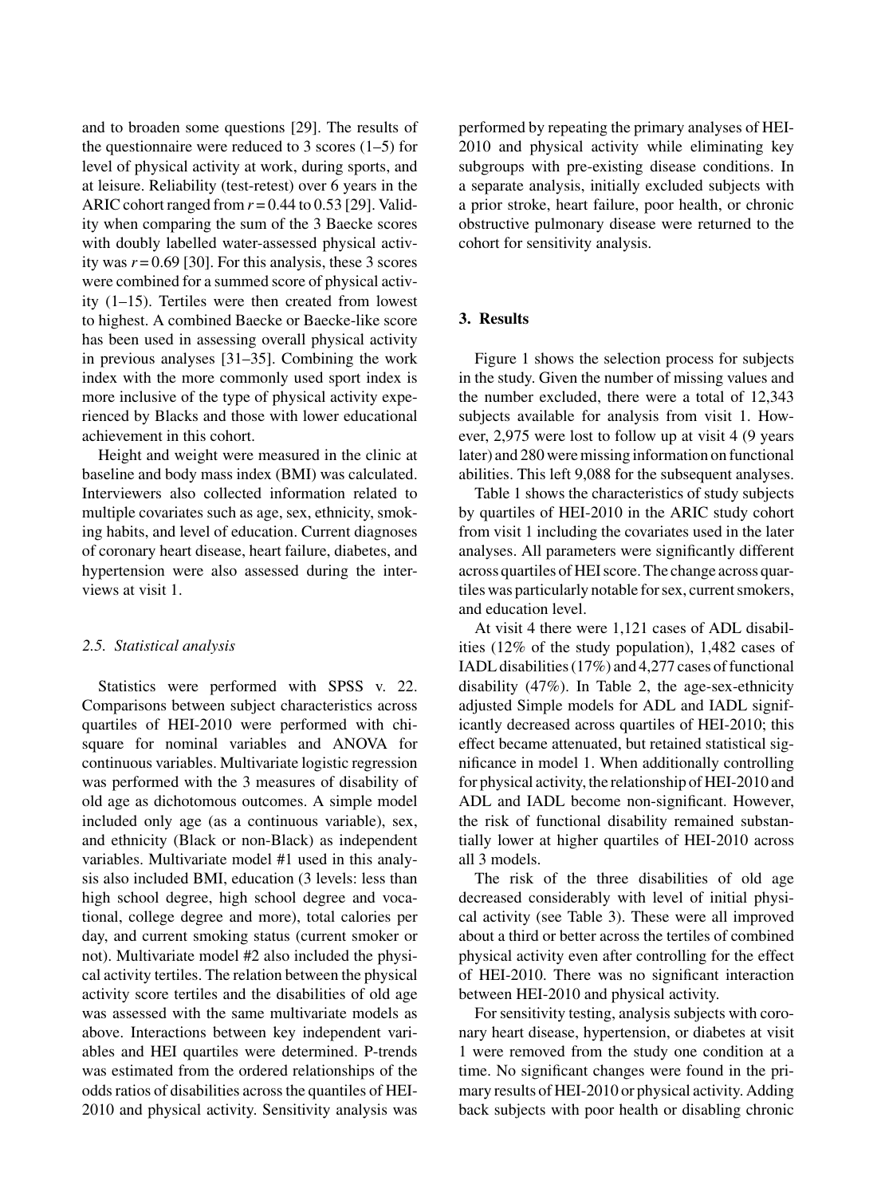and to broaden some questions [29]. The results of the questionnaire were reduced to 3 scores (1–5) for level of physical activity at work, during sports, and at leisure. Reliability (test-retest) over 6 years in the ARIC cohort ranged from $r = 0.44$ to 0.53 [29]. Validity when comparing the sum of the 3 Baecke scores with doubly labelled water-assessed physical activity was $r = 0.69$ [30]. For this analysis, these 3 scores were combined for a summed score of physical activity (1–15). Tertiles were then created from lowest to highest. A combined Baecke or Baecke-like score has been used in assessing overall physical activity in previous analyses [31–35]. Combining the work index with the more commonly used sport index is more inclusive of the type of physical activity experienced by Blacks and those with lower educational achievement in this cohort.

Height and weight were measured in the clinic at baseline and body mass index (BMI) was calculated. Interviewers also collected information related to multiple covariates such as age, sex, ethnicity, smoking habits, and level of education. Current diagnoses of coronary heart disease, heart failure, diabetes, and hypertension were also assessed during the interviews at visit 1.

### *2.5. Statistical analysis*

Statistics were performed with SPSS v. 22. Comparisons between subject characteristics across quartiles of HEI-2010 were performed with chi-square for nominal variables and ANOVA for continuous variables. Multivariate logistic regression was performed with the 3 measures of disability of old age as dichotomous outcomes. A simple model included only age (as a continuous variable), sex, and ethnicity (Black or non-Black) as independent variables. Multivariate model #1 used in this analysis also included BMI, education (3 levels: less than high school degree, high school degree and vocational, college degree and more), total calories per day, and current smoking status (current smoker or not). Multivariate model #2 also included the physical activity tertiles. The relation between the physical activity score tertiles and the disabilities of old age was assessed with the same multivariate models as above. Interactions between key independent variables and HEI quartiles were determined. P-trends was estimated from the ordered relationships of the odds ratios of disabilities across the quantiles of HEI-2010 and physical activity. Sensitivity analysis was performed by repeating the primary analyses of HEI-2010 and physical activity while eliminating key subgroups with pre-existing disease conditions. In a separate analysis, initially excluded subjects with a prior stroke, heart failure, poor health, or chronic obstructive pulmonary disease were returned to the cohort for sensitivity analysis.

## 3. Results

Figure 1 shows the selection process for subjects in the study. Given the number of missing values and the number excluded, there were a total of 12,343 subjects available for analysis from visit 1. However, 2,975 were lost to follow up at visit 4 (9 years later) and 280 were missing information on functional abilities. This left 9,088 for the subsequent analyses.

Table 1 shows the characteristics of study subjects by quartiles of HEI-2010 in the ARIC study cohort from visit 1 including the covariates used in the later analyses. All parameters were significantly different across quartiles of HEI score. The change across quartiles was particularly notable for sex, current smokers, and education level.

At visit 4 there were 1,121 cases of ADL disabilities (12% of the study population), 1,482 cases of IADL disabilities (17%) and 4,277 cases of functional disability (47%). In Table 2, the age-sex-ethnicity adjusted Simple models for ADL and IADL significantly decreased across quartiles of HEI-2010; this effect became attenuated, but retained statistical significance in model 1. When additionally controlling for physical activity, the relationship of HEI-2010 and ADL and IADL become non-significant. However, the risk of functional disability remained substantially lower at higher quartiles of HEI-2010 across all 3 models.

The risk of the three disabilities of old age decreased considerably with level of initial physical activity (see Table 3). These were all improved about a third or better across the tertiles of combined physical activity even after controlling for the effect of HEI-2010. There was no significant interaction between HEI-2010 and physical activity.

For sensitivity testing, analysis subjects with coronary heart disease, hypertension, or diabetes at visit 1 were removed from the study one condition at a time. No significant changes were found in the primary results of HEI-2010 or physical activity. Adding back subjects with poor health or disabling chronic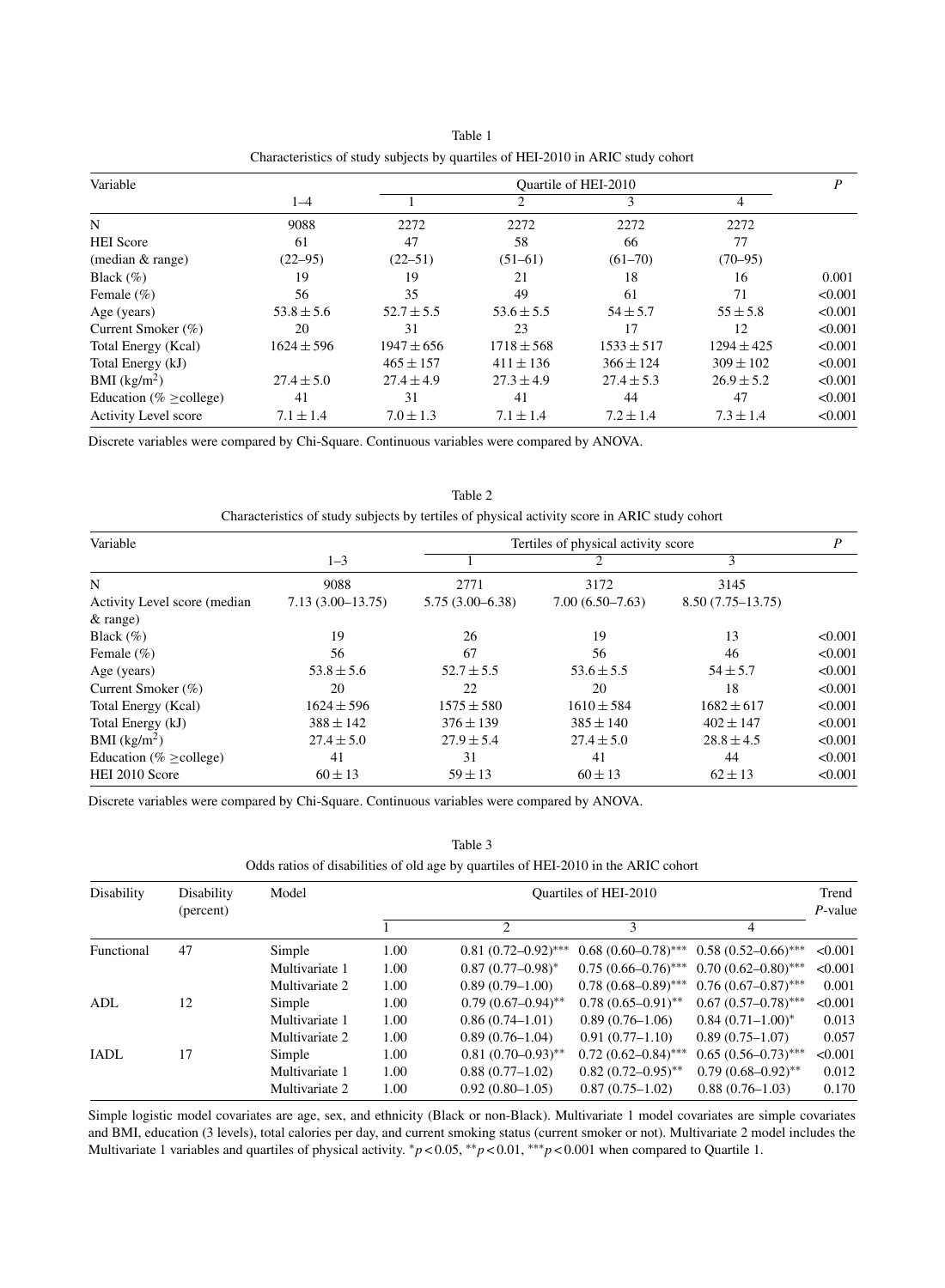Table 1

Characteristics of study subjects by quartiles of HEI-2010 in ARIC study cohort

| Variable | | Quartile of HEI-2010 | | | | *P* |
|---|---|---|---|---|---|---|
| | 1–4 | 1 | 2 | 3 | 4 | |
| N | 9088 | 2272 | 2272 | 2272 | 2272 | |
| HEI Score (median & range) | 61 (22–95) | 47 (22–51) | 58 (51–61) | 66 (61–70) | 77 (70–95) | |
| Black (%) | 19 | 19 | 21 | 18 | 16 | 0.001 |
| Female (%) | 56 | 35 | 49 | 61 | 71 | <0.001 |
| Age (years) | $53.8 \pm 5.6$ | $52.7 \pm 5.5$ | $53.6 \pm 5.5$ | $54 \pm 5.7$ | $55 \pm 5.8$ | <0.001 |
| Current Smoker (%) | 20 | 31 | 23 | 17 | 12 | <0.001 |
| Total Energy (Kcal) | $1624 \pm 596$ | $1947 \pm 656$ | $1718 \pm 568$ | $1533 \pm 517$ | $1294 \pm 425$ | <0.001 |
| Total Energy (kJ) | | $465 \pm 157$ | $411 \pm 136$ | $366 \pm 124$ | $309 \pm 102$ | <0.001 |
| BMI ($kg/m^2$) | $27.4 \pm 5.0$ | $27.4 \pm 4.9$ | $27.3 \pm 4.9$ | $27.4 \pm 5.3$ | $26.9 \pm 5.2$ | <0.001 |
| Education (% ≥college) | 41 | 31 | 41 | 44 | 47 | <0.001 |
| Activity Level score | $7.1 \pm 1.4$ | $7.0 \pm 1.3$ | $7.1 \pm 1.4$ | $7.2 \pm 1.4$ | $7.3 \pm 1.4$ | <0.001 |

Discrete variables were compared by Chi-Square. Continuous variables were compared by ANOVA.

Table 2

Characteristics of study subjects by tertiles of physical activity score in ARIC study cohort

| Variable | | Tertiles of physical activity score | | | *P* |
|---|---|---|---|---|---|
| | 1–3 | 1 | 2 | 3 | |
| N | 9088 | 2771 | 3172 | 3145 | |
| Activity Level score (median & range) | 7.13 (3.00–13.75) | 5.75 (3.00–6.38) | 7.00 (6.50–7.63) | 8.50 (7.75–13.75) | |
| Black (%) | 19 | 26 | 19 | 13 | <0.001 |
| Female (%) | 56 | 67 | 56 | 46 | <0.001 |
| Age (years) | $53.8 \pm 5.6$ | $52.7 \pm 5.5$ | $53.6 \pm 5.5$ | $54 \pm 5.7$ | <0.001 |
| Current Smoker (%) | 20 | 22 | 20 | 18 | <0.001 |
| Total Energy (Kcal) | $1624 \pm 596$ | $1575 \pm 580$ | $1610 \pm 584$ | $1682 \pm 617$ | <0.001 |
| Total Energy (kJ) | $388 \pm 142$ | $376 \pm 139$ | $385 \pm 140$ | $402 \pm 147$ | <0.001 |
| BMI ($kg/m^2$) | $27.4 \pm 5.0$ | $27.9 \pm 5.4$ | $27.4 \pm 5.0$ | $28.8 \pm 4.5$ | <0.001 |
| Education (% ≥college) | 41 | 31 | 41 | 44 | <0.001 |
| HEI 2010 Score | $60 \pm 13$ | $59 \pm 13$ | $60 \pm 13$ | $62 \pm 13$ | <0.001 |

Discrete variables were compared by Chi-Square. Continuous variables were compared by ANOVA.

Table 3

Odds ratios of disabilities of old age by quartiles of HEI-2010 in the ARIC cohort

| Disability | Disability (percent) | Model | Quartiles of HEI-2010 | | | | Trend *P*-value |
|---|---|---|---|---|---|---|---|
| | | | 1 | 2 | 3 | 4 | |
| Functional | 47 | Simple | 1.00 | 0.81 (0.72–0.92)*** | 0.68 (0.60–0.78)*** | 0.58 (0.52–0.66)*** | <0.001 |
| | | Multivariate 1 | 1.00 | 0.87 (0.77–0.98)* | 0.75 (0.66–0.76)*** | 0.70 (0.62–0.80)*** | <0.001 |
| | | Multivariate 2 | 1.00 | 0.89 (0.79–1.00) | 0.78 (0.68–0.89)*** | 0.76 (0.67–0.87)*** | 0.001 |
| ADL | 12 | Simple | 1.00 | 0.79 (0.67–0.94)** | 0.78 (0.65–0.91)** | 0.67 (0.57–0.78)*** | <0.001 |
| | | Multivariate 1 | 1.00 | 0.86 (0.74–1.01) | 0.89 (0.76–1.06) | 0.84 (0.71–1.00)* | 0.013 |
| | | Multivariate 2 | 1.00 | 0.89 (0.76–1.04) | 0.91 (0.77–1.10) | 0.89 (0.75–1.07) | 0.057 |
| IADL | 17 | Simple | 1.00 | 0.81 (0.70–0.93)** | 0.72 (0.62–0.84)*** | 0.65 (0.56–0.73)*** | <0.001 |
| | | Multivariate 1 | 1.00 | 0.88 (0.77–1.02) | 0.82 (0.72–0.95)** | 0.79 (0.68–0.92)** | 0.012 |
| | | Multivariate 2 | 1.00 | 0.92 (0.80–1.05) | 0.87 (0.75–1.02) | 0.88 (0.76–1.03) | 0.170 |

Simple logistic model covariates are age, sex, and ethnicity (Black or non-Black). Multivariate 1 model covariates are simple covariates and BMI, education (3 levels), total calories per day, and current smoking status (current smoker or not). Multivariate 2 model includes the Multivariate 1 variables and quartiles of physical activity. * $p < 0.05$, ** $p < 0.01$, *** $p < 0.001$ when compared to Quartile 1.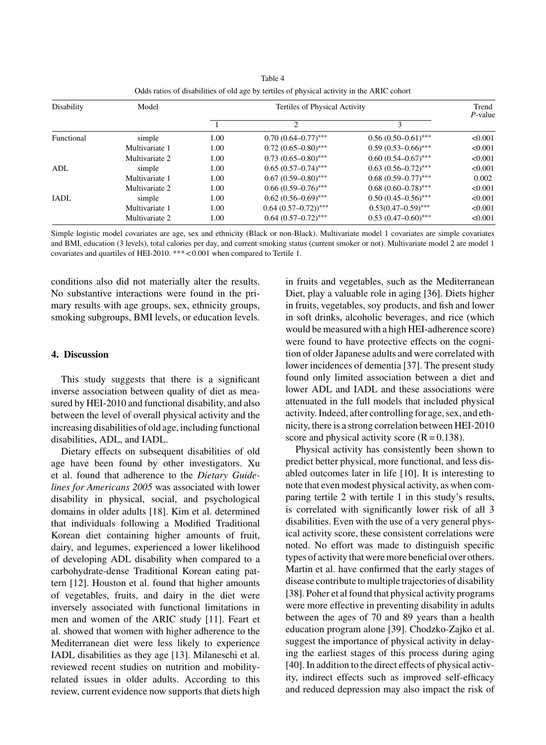Table 4

Odds ratios of disabilities of old age by tertiles of physical activity in the ARIC cohort

| Disability | Model | Tertiles of Physical Activity | | | Trend *P*-value |
|---|---|---|---|---|---|
| | | 1 | 2 | 3 | |
| Functional | simple | 1.00 | 0.70 (0.64–0.77)*** | 0.56 (0.50–0.61)*** | <0.001 |
| | Multivariate 1 | 1.00 | 0.72 (0.65–0.80)*** | 0.59 (0.53–0.66)*** | <0.001 |
| | Multivariate 2 | 1.00 | 0.73 (0.65–0.80)*** | 0.60 (0.54–0.67)*** | <0.001 |
| ADL | simple | 1.00 | 0.65 (0.57–0.74)*** | 0.63 (0.56–0.72)*** | <0.001 |
| | Multivariate 1 | 1.00 | 0.67 (0.59–0.80)*** | 0.68 (0.59–0.77)*** | 0.002 |
| | Multivariate 2 | 1.00 | 0.66 (0.59–0.76)*** | 0.68 (0.60–0.78)*** | <0.001 |
| IADL | simple | 1.00 | 0.62 (0.56–0.69)*** | 0.50 (0.45–0.56)*** | <0.001 |
| | Multivariate 1 | 1.00 | 0.64 (0.57–0.72))*** | 0.53(0.47–0.59)*** | <0.001 |
| | Multivariate 2 | 1.00 | 0.64 (0.57–0.72)*** | 0.53 (0.47–0.60)*** | <0.001 |

Simple logistic model covariates are age, sex and ethnicity (Black or non-Black). Multivariate model 1 covariates are simple covariates and BMI, education (3 levels), total calories per day, and current smoking status (current smoker or not). Multivariate model 2 are model 1 covariates and quartiles of HEI-2010. *** < 0.001 when compared to Tertile 1.

conditions also did not materially alter the results. No substantive interactions were found in the primary results with age groups, sex, ethnicity groups, smoking subgroups, BMI levels, or education levels.

## 4. Discussion

This study suggests that there is a significant inverse association between quality of diet as measured by HEI-2010 and functional disability, and also between the level of overall physical activity and the increasing disabilities of old age, including functional disabilities, ADL, and IADL.

Dietary effects on subsequent disabilities of old age have been found by other investigators. Xu et al. found that adherence to the *Dietary Guidelines for Americans 2005* was associated with lower disability in physical, social, and psychological domains in older adults [18]. Kim et al. determined that individuals following a Modified Traditional Korean diet containing higher amounts of fruit, dairy, and legumes, experienced a lower likelihood of developing ADL disability when compared to a carbohydrate-dense Traditional Korean eating pattern [12]. Houston et al. found that higher amounts of vegetables, fruits, and dairy in the diet were inversely associated with functional limitations in men and women of the ARIC study [11]. Feart et al. showed that women with higher adherence to the Mediterranean diet were less likely to experience IADL disabilities as they age [13]. Milaneschi et al. reviewed recent studies on nutrition and mobility-related issues in older adults. According to this review, current evidence now supports that diets high in fruits and vegetables, such as the Mediterranean Diet, play a valuable role in aging [36]. Diets higher in fruits, vegetables, soy products, and fish and lower in soft drinks, alcoholic beverages, and rice (which would be measured with a high HEI-adherence score) were found to have protective effects on the cognition of older Japanese adults and were correlated with lower incidences of dementia [37]. The present study found only limited association between a diet and lower ADL and IADL and these associations were attenuated in the full models that included physical activity. Indeed, after controlling for age, sex, and ethnicity, there is a strong correlation between HEI-2010 score and physical activity score ($R = 0.138$).

Physical activity has consistently been shown to predict better physical, more functional, and less disabled outcomes later in life [10]. It is interesting to note that even modest physical activity, as when comparing tertile 2 with tertile 1 in this study's results, is correlated with significantly lower risk of all 3 disabilities. Even with the use of a very general physical activity score, these consistent correlations were noted. No effort was made to distinguish specific types of activity that were more beneficial over others. Martin et al. have confirmed that the early stages of disease contribute to multiple trajectories of disability [38]. Poher et al found that physical activity programs were more effective in preventing disability in adults between the ages of 70 and 89 years than a health education program alone [39]. Chodzko-Zajko et al. suggest the importance of physical activity in delaying the earliest stages of this process during aging [40]. In addition to the direct effects of physical activity, indirect effects such as improved self-efficacy and reduced depression may also impact the risk of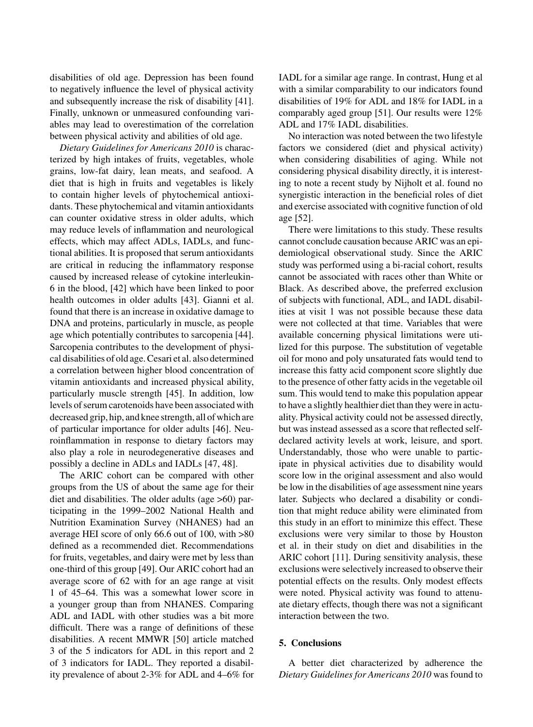disabilities of old age. Depression has been found to negatively influence the level of physical activity and subsequently increase the risk of disability [41]. Finally, unknown or unmeasured confounding variables may lead to overestimation of the correlation between physical activity and abilities of old age.

*Dietary Guidelines for Americans 2010* is characterized by high intakes of fruits, vegetables, whole grains, low-fat dairy, lean meats, and seafood. A diet that is high in fruits and vegetables is likely to contain higher levels of phytochemical antioxidants. These phytochemical and vitamin antioxidants can counter oxidative stress in older adults, which may reduce levels of inflammation and neurological effects, which may affect ADLs, IADLs, and functional abilities. It is proposed that serum antioxidants are critical in reducing the inflammatory response caused by increased release of cytokine interleukin-6 in the blood, [42] which have been linked to poor health outcomes in older adults [43]. Gianni et al. found that there is an increase in oxidative damage to DNA and proteins, particularly in muscle, as people age which potentially contributes to sarcopenia [44]. Sarcopenia contributes to the development of physical disabilities of old age. Cesari et al. also determined a correlation between higher blood concentration of vitamin antioxidants and increased physical ability, particularly muscle strength [45]. In addition, low levels of serum carotenoids have been associated with decreased grip, hip, and knee strength, all of which are of particular importance for older adults [46]. Neuroinflammation in response to dietary factors may also play a role in neurodegenerative diseases and possibly a decline in ADLs and IADLs [47, 48].

The ARIC cohort can be compared with other groups from the US of about the same age for their diet and disabilities. The older adults (age >60) participating in the 1999–2002 National Health and Nutrition Examination Survey (NHANES) had an average HEI score of only 66.6 out of 100, with >80 defined as a recommended diet. Recommendations for fruits, vegetables, and dairy were met by less than one-third of this group [49]. Our ARIC cohort had an average score of 62 with for an age range at visit 1 of 45–64. This was a somewhat lower score in a younger group than from NHANES. Comparing ADL and IADL with other studies was a bit more difficult. There was a range of definitions of these disabilities. A recent MMWR [50] article matched 3 of the 5 indicators for ADL in this report and 2 of 3 indicators for IADL. They reported a disability prevalence of about 2-3% for ADL and 4–6% for IADL for a similar age range. In contrast, Hung et al with a similar comparability to our indicators found disabilities of 19% for ADL and 18% for IADL in a comparably aged group [51]. Our results were 12% ADL and 17% IADL disabilities.

No interaction was noted between the two lifestyle factors we considered (diet and physical activity) when considering disabilities of aging. While not considering physical disability directly, it is interesting to note a recent study by Nijholt et al. found no synergistic interaction in the beneficial roles of diet and exercise associated with cognitive function of old age [52].

There were limitations to this study. These results cannot conclude causation because ARIC was an epidemiological observational study. Since the ARIC study was performed using a bi-racial cohort, results cannot be associated with races other than White or Black. As described above, the preferred exclusion of subjects with functional, ADL, and IADL disabilities at visit 1 was not possible because these data were not collected at that time. Variables that were available concerning physical limitations were utilized for this purpose. The substitution of vegetable oil for mono and poly unsaturated fats would tend to increase this fatty acid component score slightly due to the presence of other fatty acids in the vegetable oil sum. This would tend to make this population appear to have a slightly healthier diet than they were in actuality. Physical activity could not be assessed directly, but was instead assessed as a score that reflected self-declared activity levels at work, leisure, and sport. Understandably, those who were unable to participate in physical activities due to disability would score low in the original assessment and also would be low in the disabilities of age assessment nine years later. Subjects who declared a disability or condition that might reduce ability were eliminated from this study in an effort to minimize this effect. These exclusions were very similar to those by Houston et al. in their study on diet and disabilities in the ARIC cohort [11]. During sensitivity analysis, these exclusions were selectively increased to observe their potential effects on the results. Only modest effects were noted. Physical activity was found to attenuate dietary effects, though there was not a significant interaction between the two.

## 5. Conclusions

A better diet characterized by adherence the *Dietary Guidelines for Americans 2010* was found to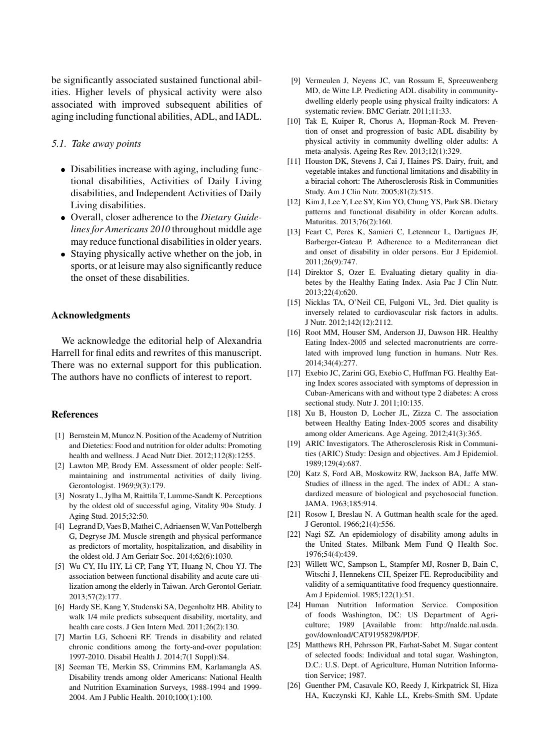be significantly associated sustained functional abilities. Higher levels of physical activity were also associated with improved subsequent abilities of aging including functional abilities, ADL, and IADL.

### 5.1. Take away points

- Disabilities increase with aging, including functional disabilities, Activities of Daily Living disabilities, and Independent Activities of Daily Living disabilities.
- Overall, closer adherence to the *Dietary Guidelines for Americans 2010* throughout middle age may reduce functional disabilities in older years.
- Staying physically active whether on the job, in sports, or at leisure may also significantly reduce the onset of these disabilities.

## Acknowledgments

We acknowledge the editorial help of Alexandria Harrell for final edits and rewrites of this manuscript. There was no external support for this publication. The authors have no conflicts of interest to report.

## References

[1] Bernstein M, Munoz N. Position of the Academy of Nutrition and Dietetics: Food and nutrition for older adults: Promoting health and wellness. J Acad Nutr Diet. 2012;112(8):1255.

[2] Lawton MP, Brody EM. Assessment of older people: Self-maintaining and instrumental activities of daily living. Gerontologist. 1969;9(3):179.

[3] Nosraty L, Jylha M, Raittila T, Lumme-Sandt K. Perceptions by the oldest old of successful aging, Vitality 90+ Study. J Aging Stud. 2015;32:50.

[4] Legrand D, Vaes B, Mathei C, Adriaensen W, Van Pottelbergh G, Degryse JM. Muscle strength and physical performance as predictors of mortality, hospitalization, and disability in the oldest old. J Am Geriatr Soc. 2014;62(6):1030.

[5] Wu CY, Hu HY, Li CP, Fang YT, Huang N, Chou YJ. The association between functional disability and acute care utilization among the elderly in Taiwan. Arch Gerontol Geriatr. 2013;57(2):177.

[6] Hardy SE, Kang Y, Studenski SA, Degenholtz HB. Ability to walk 1/4 mile predicts subsequent disability, mortality, and health care costs. J Gen Intern Med. 2011;26(2):130.

[7] Martin LG, Schoeni RF. Trends in disability and related chronic conditions among the forty-and-over population: 1997-2010. Disabil Health J. 2014;7(1 Suppl):S4.

[8] Seeman TE, Merkin SS, Crimmins EM, Karlamangla AS. Disability trends among older Americans: National Health and Nutrition Examination Surveys, 1988-1994 and 1999-2004. Am J Public Health. 2010;100(1):100.

[9] Vermeulen J, Neyens JC, van Rossum E, Spreeuwenberg MD, de Witte LP. Predicting ADL disability in community-dwelling elderly people using physical frailty indicators: A systematic review. BMC Geriatr. 2011;11:33.

[10] Tak E, Kuiper R, Chorus A, Hopman-Rock M. Prevention of onset and progression of basic ADL disability by physical activity in community dwelling older adults: A meta-analysis. Ageing Res Rev. 2013;12(1):329.

[11] Houston DK, Stevens J, Cai J, Haines PS. Dairy, fruit, and vegetable intakes and functional limitations and disability in a biracial cohort: The Atherosclerosis Risk in Communities Study. Am J Clin Nutr. 2005;81(2):515.

[12] Kim J, Lee Y, Lee SY, Kim YO, Chung YS, Park SB. Dietary patterns and functional disability in older Korean adults. Maturitas. 2013;76(2):160.

[13] Feart C, Peres K, Samieri C, Letenneur L, Dartigues JF, Barberger-Gateau P. Adherence to a Mediterranean diet and onset of disability in older persons. Eur J Epidemiol. 2011;26(9):747.

[14] Direktor S, Ozer E. Evaluating dietary quality in diabetes by the Healthy Eating Index. Asia Pac J Clin Nutr. 2013;22(4):620.

[15] Nicklas TA, O'Neil CE, Fulgoni VL, 3rd. Diet quality is inversely related to cardiovascular risk factors in adults. J Nutr. 2012;142(12):2112.

[16] Root MM, Houser SM, Anderson JJ, Dawson HR. Healthy Eating Index-2005 and selected macronutrients are correlated with improved lung function in humans. Nutr Res. 2014;34(4):277.

[17] Exebio JC, Zarini GG, Exebio C, Huffman FG. Healthy Eating Index scores associated with symptoms of depression in Cuban-Americans with and without type 2 diabetes: A cross sectional study. Nutr J. 2011;10:135.

[18] Xu B, Houston D, Locher JL, Zizza C. The association between Healthy Eating Index-2005 scores and disability among older Americans. Age Ageing. 2012;41(3):365.

[19] ARIC Investigators. The Atherosclerosis Risk in Communities (ARIC) Study: Design and objectives. Am J Epidemiol. 1989;129(4):687.

[20] Katz S, Ford AB, Moskowitz RW, Jackson BA, Jaffe MW. Studies of illness in the aged. The index of ADL: A standardized measure of biological and psychosocial function. JAMA. 1963;185:914.

[21] Rosow I, Breslau N. A Guttman health scale for the aged. J Gerontol. 1966;21(4):556.

[22] Nagi SZ. An epidemiology of disability among adults in the United States. Milbank Mem Fund Q Health Soc. 1976;54(4):439.

[23] Willett WC, Sampson L, Stampfer MJ, Rosner B, Bain C, Witschi J, Hennekens CH, Speizer FE. Reproducibility and validity of a semiquantitative food frequency questionnaire. Am J Epidemiol. 1985;122(1):51.

[24] Human Nutrition Information Service. Composition of foods Washington, DC: US Department of Agriculture; 1989 [Available from: http://naldc.nal.usda.gov/download/CAT91958298/PDF.

[25] Matthews RH, Pehrsson PR, Farhat-Sabet M. Sugar content of selected foods: Individual and total sugar. Washington, D.C.: U.S. Dept. of Agriculture, Human Nutrition Information Service; 1987.

[26] Guenther PM, Casavale KO, Reedy J, Kirkpatrick SI, Hiza HA, Kuczynski KJ, Kahle LL, Krebs-Smith SM. Update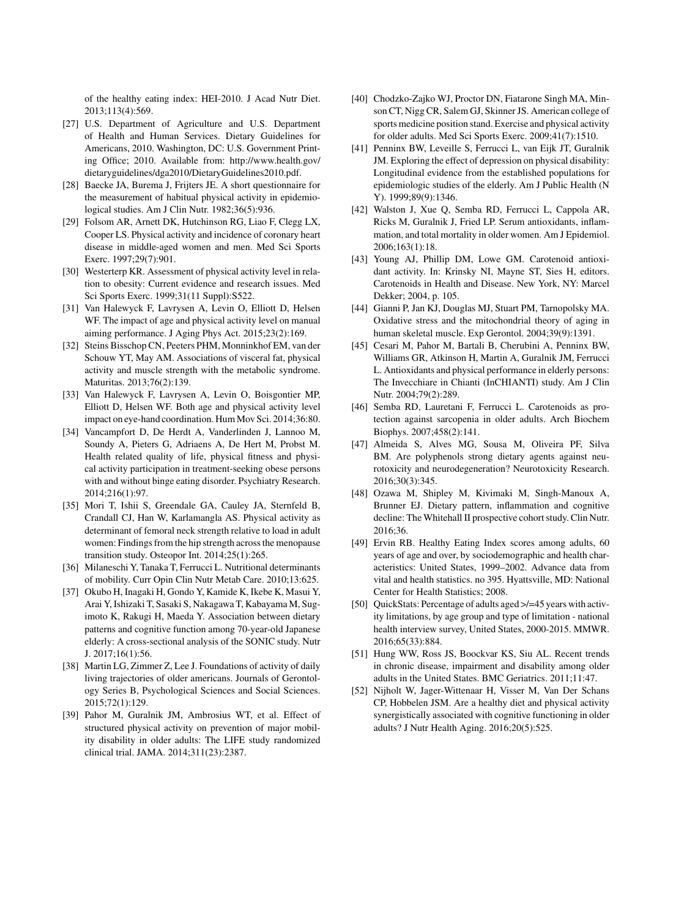of the healthy eating index: HEI-2010. J Acad Nutr Diet. 2013;113(4):569.

[27] U.S. Department of Agriculture and U.S. Department of Health and Human Services. Dietary Guidelines for Americans, 2010. Washington, DC: U.S. Government Printing Office; 2010. Available from: http://www.health.gov/dietaryguidelines/dga2010/DietaryGuidelines2010.pdf.

[28] Baecke JA, Burema J, Frijters JE. A short questionnaire for the measurement of habitual physical activity in epidemiological studies. Am J Clin Nutr. 1982;36(5):936.

[29] Folsom AR, Arnett DK, Hutchinson RG, Liao F, Clegg LX, Cooper LS. Physical activity and incidence of coronary heart disease in middle-aged women and men. Med Sci Sports Exerc. 1997;29(7):901.

[30] Westerterp KR. Assessment of physical activity level in relation to obesity: Current evidence and research issues. Med Sci Sports Exerc. 1999;31(11 Suppl):S522.

[31] Van Halewyck F, Lavrysen A, Levin O, Elliott D, Helsen WF. The impact of age and physical activity level on manual aiming performance. J Aging Phys Act. 2015;23(2):169.

[32] Steins Bisschop CN, Peeters PHM, Monninkhof EM, van der Schouw YT, May AM. Associations of visceral fat, physical activity and muscle strength with the metabolic syndrome. Maturitas. 2013;76(2):139.

[33] Van Halewyck F, Lavrysen A, Levin O, Boisgontier MP, Elliott D, Helsen WF. Both age and physical activity level impact on eye-hand coordination. Hum Mov Sci. 2014;36:80.

[34] Vancampfort D, De Herdt A, Vanderlinden J, Lannoo M, Soundy A, Pieters G, Adriaens A, De Hert M, Probst M. Health related quality of life, physical fitness and physical activity participation in treatment-seeking obese persons with and without binge eating disorder. Psychiatry Research. 2014;216(1):97.

[35] Mori T, Ishii S, Greendale GA, Cauley JA, Sternfeld B, Crandall CJ, Han W, Karlamangla AS. Physical activity as determinant of femoral neck strength relative to load in adult women: Findings from the hip strength across the menopause transition study. Osteopor Int. 2014;25(1):265.

[36] Milaneschi Y, Tanaka T, Ferrucci L. Nutritional determinants of mobility. Curr Opin Clin Nutr Metab Care. 2010;13:625.

[37] Okubo H, Inagaki H, Gondo Y, Kamide K, Ikebe K, Masui Y, Arai Y, Ishizaki T, Sasaki S, Nakagawa T, Kabayama M, Sugimoto K, Rakugi H, Maeda Y. Association between dietary patterns and cognitive function among 70-year-old Japanese elderly: A cross-sectional analysis of the SONIC study. Nutr J. 2017;16(1):56.

[38] Martin LG, Zimmer Z, Lee J. Foundations of activity of daily living trajectories of older americans. Journals of Gerontology Series B, Psychological Sciences and Social Sciences. 2015;72(1):129.

[39] Pahor M, Guralnik JM, Ambrosius WT, et al. Effect of structured physical activity on prevention of major mobility disability in older adults: The LIFE study randomized clinical trial. JAMA. 2014;311(23):2387.

[40] Chodzko-Zajko WJ, Proctor DN, Fiatarone Singh MA, Minson CT, Nigg CR, Salem GJ, Skinner JS. American college of sports medicine position stand. Exercise and physical activity for older adults. Med Sci Sports Exerc. 2009;41(7):1510.

[41] Penninx BW, Leveille S, Ferrucci L, van Eijk JT, Guralnik JM. Exploring the effect of depression on physical disability: Longitudinal evidence from the established populations for epidemiologic studies of the elderly. Am J Public Health (N Y). 1999;89(9):1346.

[42] Walston J, Xue Q, Semba RD, Ferrucci L, Cappola AR, Ricks M, Guralnik J, Fried LP. Serum antioxidants, inflammation, and total mortality in older women. Am J Epidemiol. 2006;163(1):18.

[43] Young AJ, Phillip DM, Lowe GM. Carotenoid antioxidant activity. In: Krinsky NI, Mayne ST, Sies H, editors. Carotenoids in Health and Disease. New York, NY: Marcel Dekker; 2004, p. 105.

[44] Gianni P, Jan KJ, Douglas MJ, Stuart PM, Tarnopolsky MA. Oxidative stress and the mitochondrial theory of aging in human skeletal muscle. Exp Gerontol. 2004;39(9):1391.

[45] Cesari M, Pahor M, Bartali B, Cherubini A, Penninx BW, Williams GR, Atkinson H, Martin A, Guralnik JM, Ferrucci L. Antioxidants and physical performance in elderly persons: The Invecchiare in Chianti (InCHIANTI) study. Am J Clin Nutr. 2004;79(2):289.

[46] Semba RD, Lauretani F, Ferrucci L. Carotenoids as protection against sarcopenia in older adults. Arch Biochem Biophys. 2007;458(2):141.

[47] Almeida S, Alves MG, Sousa M, Oliveira PF, Silva BM. Are polyphenols strong dietary agents against neurotoxicity and neurodegeneration? Neurotoxicity Research. 2016;30(3):345.

[48] Ozawa M, Shipley M, Kivimaki M, Singh-Manoux A, Brunner EJ. Dietary pattern, inflammation and cognitive decline: The Whitehall II prospective cohort study. Clin Nutr. 2016;36.

[49] Ervin RB. Healthy Eating Index scores among adults, 60 years of age and over, by sociodemographic and health characteristics: United States, 1999–2002. Advance data from vital and health statistics. no 395. Hyattsville, MD: National Center for Health Statistics; 2008.

[50] QuickStats: Percentage of adults aged >/=45 years with activity limitations, by age group and type of limitation - national health interview survey, United States, 2000-2015. MMWR. 2016;65(33):884.

[51] Hung WW, Ross JS, Boockvar KS, Siu AL. Recent trends in chronic disease, impairment and disability among older adults in the United States. BMC Geriatrics. 2011;11:47.

[52] Nijholt W, Jager-Wittenaar H, Visser M, Van Der Schans CP, Hobbelen JSM. Are a healthy diet and physical activity synergistically associated with cognitive functioning in older adults? J Nutr Health Aging. 2016;20(5):525.